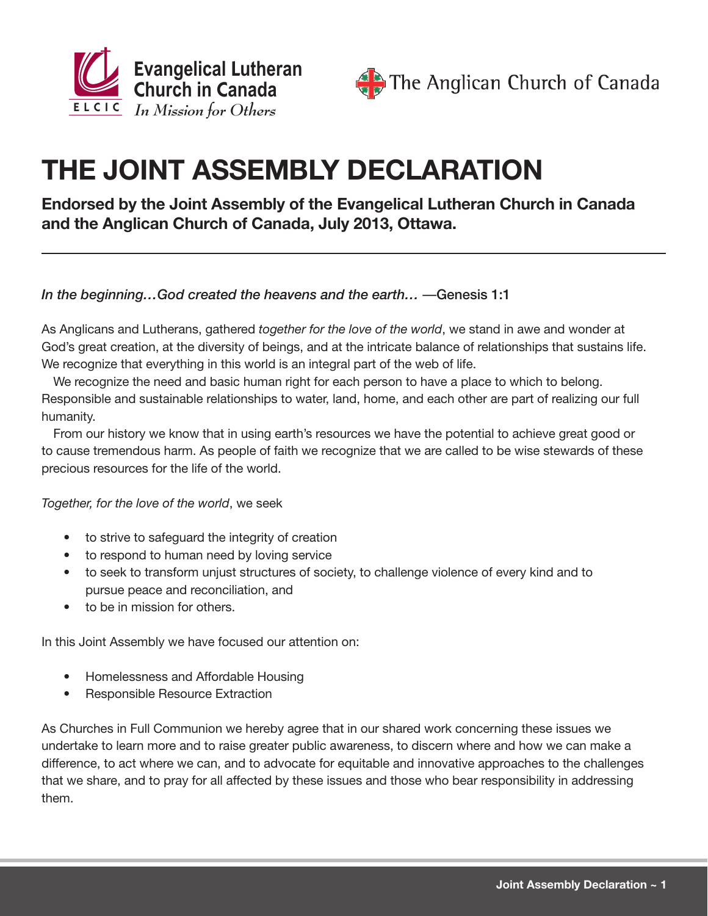Evangelical Lutheran Church in Canada
ELCIC *In Mission for Others*

The Anglican Church of Canada

# THE JOINT ASSEMBLY DECLARATION

**Endorsed by the Joint Assembly of the Evangelical Lutheran Church in Canada and the Anglican Church of Canada, July 2013, Ottawa.**

---

*In the beginning…God created the heavens and the earth…* —Genesis 1:1

As Anglicans and Lutherans, gathered *together for the love of the world*, we stand in awe and wonder at God's great creation, at the diversity of beings, and at the intricate balance of relationships that sustains life. We recognize that everything in this world is an integral part of the web of life.

We recognize the need and basic human right for each person to have a place to which to belong. Responsible and sustainable relationships to water, land, home, and each other are part of realizing our full humanity.

From our history we know that in using earth's resources we have the potential to achieve great good or to cause tremendous harm. As people of faith we recognize that we are called to be wise stewards of these precious resources for the life of the world.

*Together, for the love of the world*, we seek

- to strive to safeguard the integrity of creation
- to respond to human need by loving service
- to seek to transform unjust structures of society, to challenge violence of every kind and to pursue peace and reconciliation, and
- to be in mission for others.

In this Joint Assembly we have focused our attention on:

- Homelessness and Affordable Housing
- Responsible Resource Extraction

As Churches in Full Communion we hereby agree that in our shared work concerning these issues we undertake to learn more and to raise greater public awareness, to discern where and how we can make a difference, to act where we can, and to advocate for equitable and innovative approaches to the challenges that we share, and to pray for all affected by these issues and those who bear responsibility in addressing them.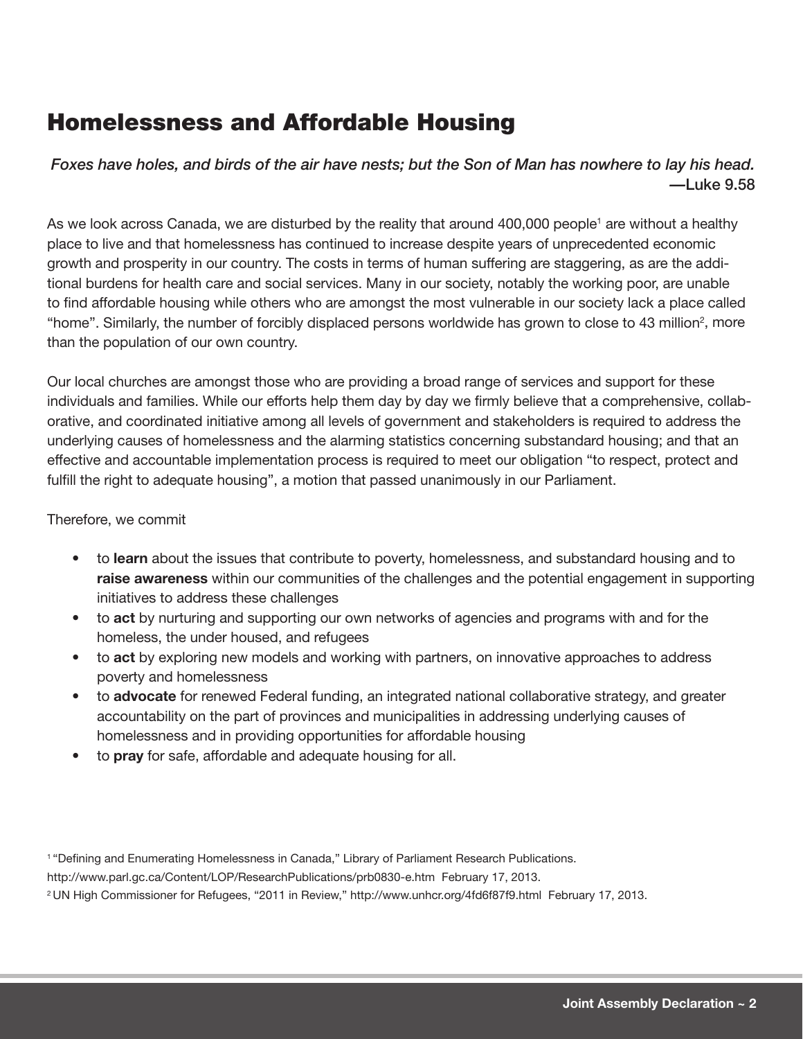# Homelessness and Affordable Housing

*Foxes have holes, and birds of the air have nests; but the Son of Man has nowhere to lay his head.*
**—Luke 9.58**

As we look across Canada, we are disturbed by the reality that around 400,000 people[1] are without a healthy place to live and that homelessness has continued to increase despite years of unprecedented economic growth and prosperity in our country. The costs in terms of human suffering are staggering, as are the additional burdens for health care and social services. Many in our society, notably the working poor, are unable to find affordable housing while others who are amongst the most vulnerable in our society lack a place called "home". Similarly, the number of forcibly displaced persons worldwide has grown to close to 43 million[2], more than the population of our own country.

Our local churches are amongst those who are providing a broad range of services and support for these individuals and families. While our efforts help them day by day we firmly believe that a comprehensive, collaborative, and coordinated initiative among all levels of government and stakeholders is required to address the underlying causes of homelessness and the alarming statistics concerning substandard housing; and that an effective and accountable implementation process is required to meet our obligation "to respect, protect and fulfill the right to adequate housing", a motion that passed unanimously in our Parliament.

Therefore, we commit

- to **learn** about the issues that contribute to poverty, homelessness, and substandard housing and to **raise awareness** within our communities of the challenges and the potential engagement in supporting initiatives to address these challenges
- to **act** by nurturing and supporting our own networks of agencies and programs with and for the homeless, the under housed, and refugees
- to **act** by exploring new models and working with partners, on innovative approaches to address poverty and homelessness
- to **advocate** for renewed Federal funding, an integrated national collaborative strategy, and greater accountability on the part of provinces and municipalities in addressing underlying causes of homelessness and in providing opportunities for affordable housing
- to **pray** for safe, affordable and adequate housing for all.

[1] "Defining and Enumerating Homelessness in Canada," Library of Parliament Research Publications. http://www.parl.gc.ca/Content/LOP/ResearchPublications/prb0830-e.htm February 17, 2013.

[2] UN High Commissioner for Refugees, "2011 in Review," http://www.unhcr.org/4fd6f87f9.html February 17, 2013.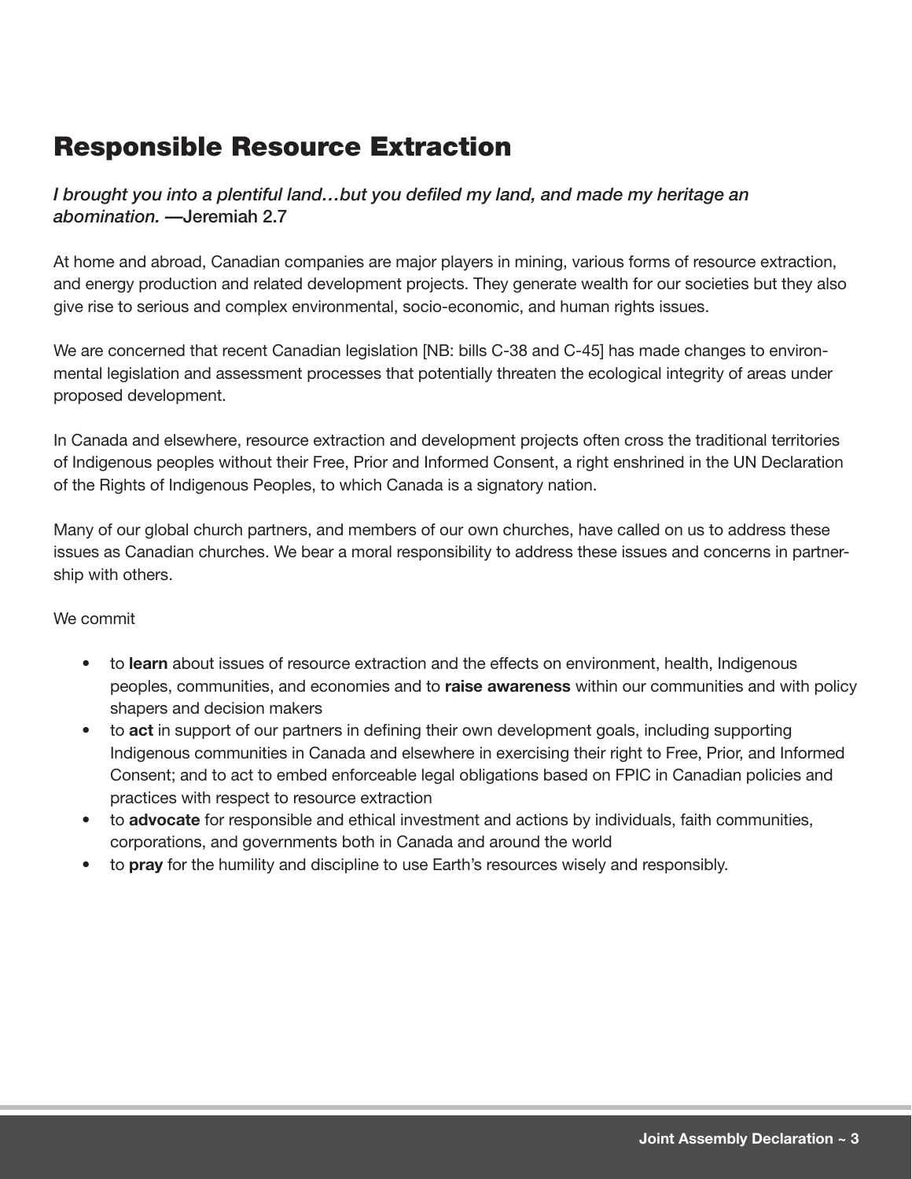## Responsible Resource Extraction

*I brought you into a plentiful land…but you defiled my land, and made my heritage an abomination.* —Jeremiah 2.7

At home and abroad, Canadian companies are major players in mining, various forms of resource extraction, and energy production and related development projects. They generate wealth for our societies but they also give rise to serious and complex environmental, socio-economic, and human rights issues.

We are concerned that recent Canadian legislation [NB: bills C-38 and C-45] has made changes to environmental legislation and assessment processes that potentially threaten the ecological integrity of areas under proposed development.

In Canada and elsewhere, resource extraction and development projects often cross the traditional territories of Indigenous peoples without their Free, Prior and Informed Consent, a right enshrined in the UN Declaration of the Rights of Indigenous Peoples, to which Canada is a signatory nation.

Many of our global church partners, and members of our own churches, have called on us to address these issues as Canadian churches. We bear a moral responsibility to address these issues and concerns in partnership with others.

We commit

- to **learn** about issues of resource extraction and the effects on environment, health, Indigenous peoples, communities, and economies and to **raise awareness** within our communities and with policy shapers and decision makers
- to **act** in support of our partners in defining their own development goals, including supporting Indigenous communities in Canada and elsewhere in exercising their right to Free, Prior, and Informed Consent; and to act to embed enforceable legal obligations based on FPIC in Canadian policies and practices with respect to resource extraction
- to **advocate** for responsible and ethical investment and actions by individuals, faith communities, corporations, and governments both in Canada and around the world
- to **pray** for the humility and discipline to use Earth's resources wisely and responsibly.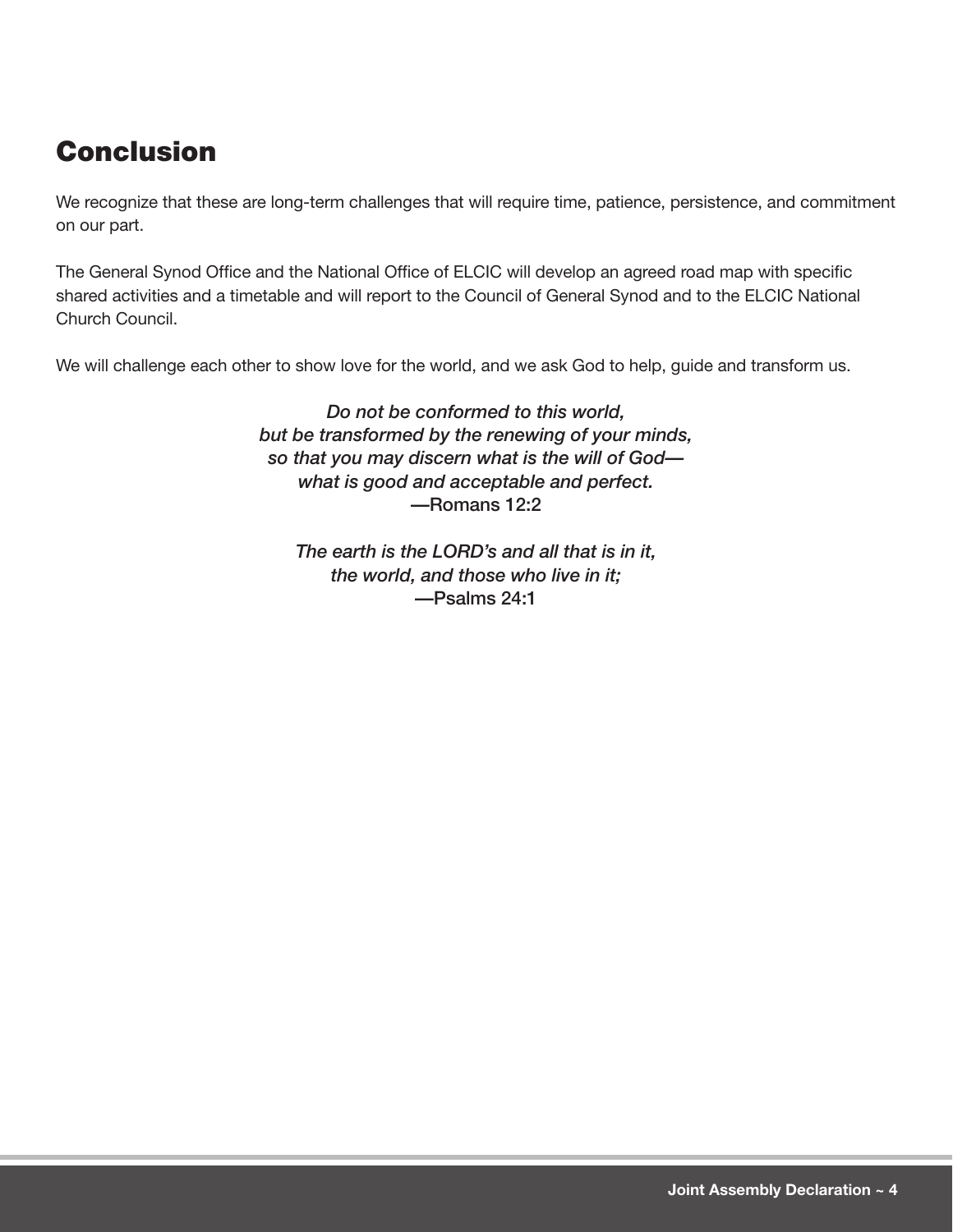## Conclusion

We recognize that these are long-term challenges that will require time, patience, persistence, and commitment on our part.

The General Synod Office and the National Office of ELCIC will develop an agreed road map with specific shared activities and a timetable and will report to the Council of General Synod and to the ELCIC National Church Council.

We will challenge each other to show love for the world, and we ask God to help, guide and transform us.

*Do not be conformed to this world,*
*but be transformed by the renewing of your minds,*
*so that you may discern what is the will of God—*
*what is good and acceptable and perfect.*
—Romans 12:2

*The earth is the LORD's and all that is in it,*
*the world, and those who live in it;*
—Psalms 24:1